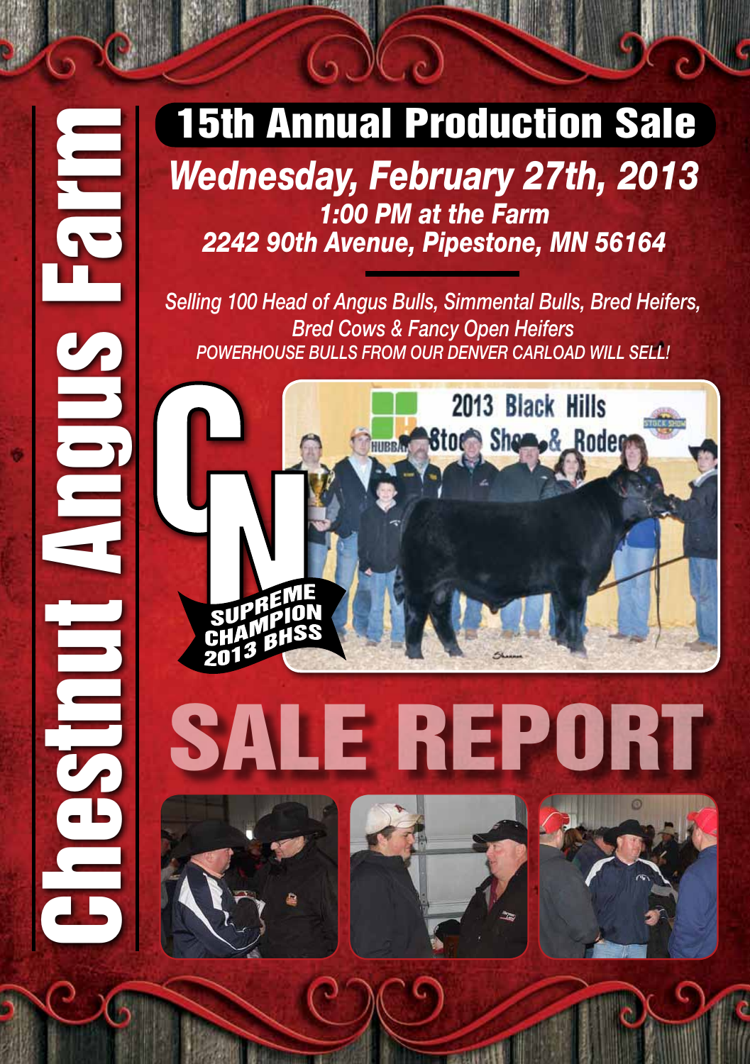# Chestnut Angus Farm

## 15th Annual Production Sale

***Wednesday, February 27th, 2013***

***1:00 PM at the Farm***

***2242 90th Avenue, Pipestone, MN 56164***

*Selling 100 Head of Angus Bulls, Simmental Bulls, Bred Heifers, Bred Cows & Fancy Open Heifers*

*POWERHOUSE BULLS FROM OUR DENVER CARLOAD WILL SELL!*

SUPREME CHAMPION 2013 BHSS

# SALE REPORT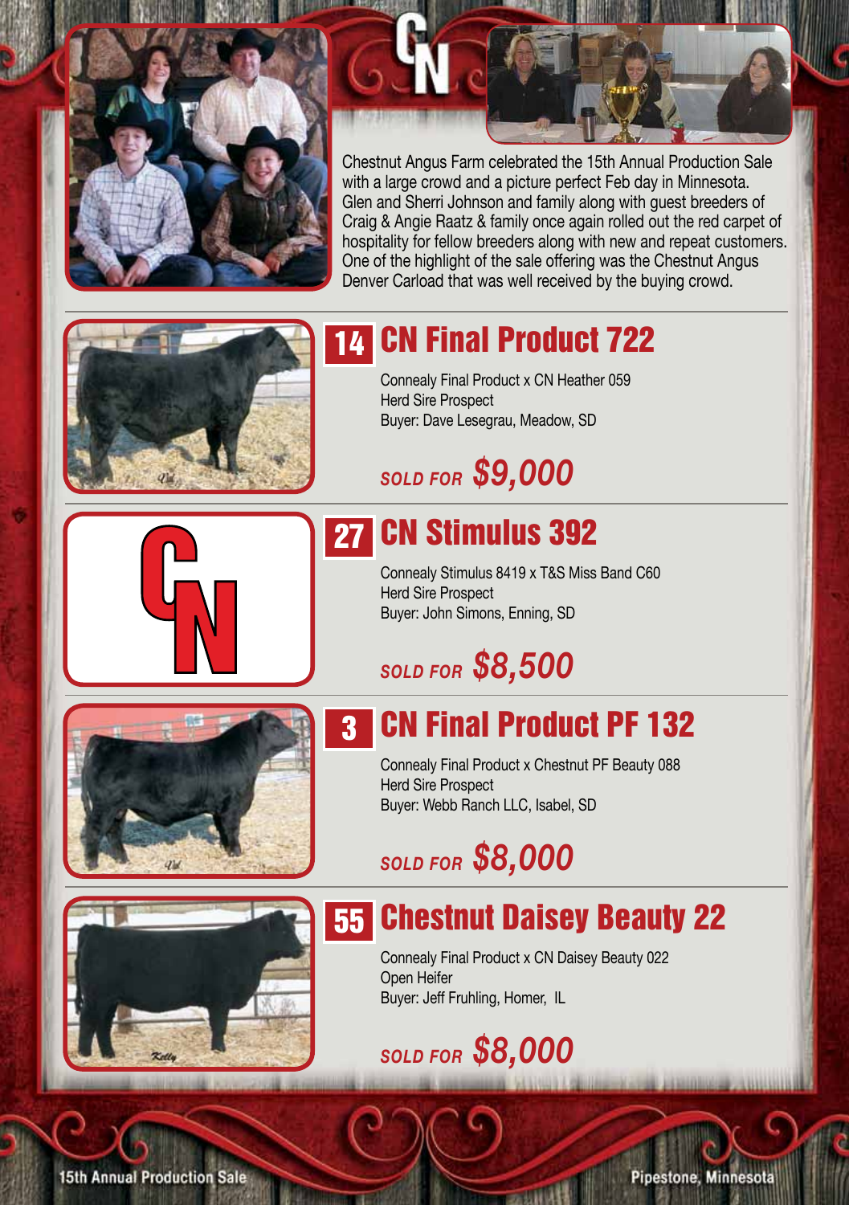Chestnut Angus Farm celebrated the 15th Annual Production Sale with a large crowd and a picture perfect Feb day in Minnesota. Glen and Sherri Johnson and family along with guest breeders of Craig & Angie Raatz & family once again rolled out the red carpet of hospitality for fellow breeders along with new and repeat customers. One of the highlight of the sale offering was the Chestnut Angus Denver Carload that was well received by the buying crowd.

## 14 CN Final Product 722

Connealy Final Product x CN Heather 059
Herd Sire Prospect
Buyer: Dave Lesegrau, Meadow, SD

*SOLD FOR* ***$9,000***

## 27 CN Stimulus 392

Connealy Stimulus 8419 x T&S Miss Band C60
Herd Sire Prospect
Buyer: John Simons, Enning, SD

*SOLD FOR* ***$8,500***

## 3 CN Final Product PF 132

Connealy Final Product x Chestnut PF Beauty 088
Herd Sire Prospect
Buyer: Webb Ranch LLC, Isabel, SD

*SOLD FOR* ***$8,000***

## 55 Chestnut Daisey Beauty 22

Connealy Final Product x CN Daisey Beauty 022
Open Heifer
Buyer: Jeff Fruhling, Homer, IL

*SOLD FOR* ***$8,000***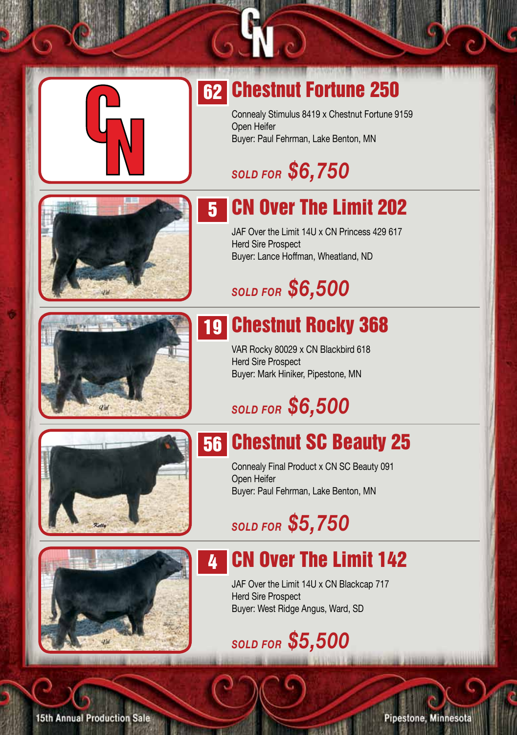## 62 Chestnut Fortune 250

Connealy Stimulus 8419 x Chestnut Fortune 9159
Open Heifer
Buyer: Paul Fehrman, Lake Benton, MN

*SOLD FOR* ***$6,750***

## 5 CN Over The Limit 202

JAF Over the Limit 14U x CN Princess 429 617
Herd Sire Prospect
Buyer: Lance Hoffman, Wheatland, ND

*SOLD FOR* ***$6,500***

## 19 Chestnut Rocky 368

VAR Rocky 80029 x CN Blackbird 618
Herd Sire Prospect
Buyer: Mark Hiniker, Pipestone, MN

*SOLD FOR* ***$6,500***

## 56 Chestnut SC Beauty 25

Connealy Final Product x CN SC Beauty 091
Open Heifer
Buyer: Paul Fehrman, Lake Benton, MN

*SOLD FOR* ***$5,750***

## 4 CN Over The Limit 142

JAF Over the Limit 14U x CN Blackcap 717
Herd Sire Prospect
Buyer: West Ridge Angus, Ward, SD

*SOLD FOR* ***$5,500***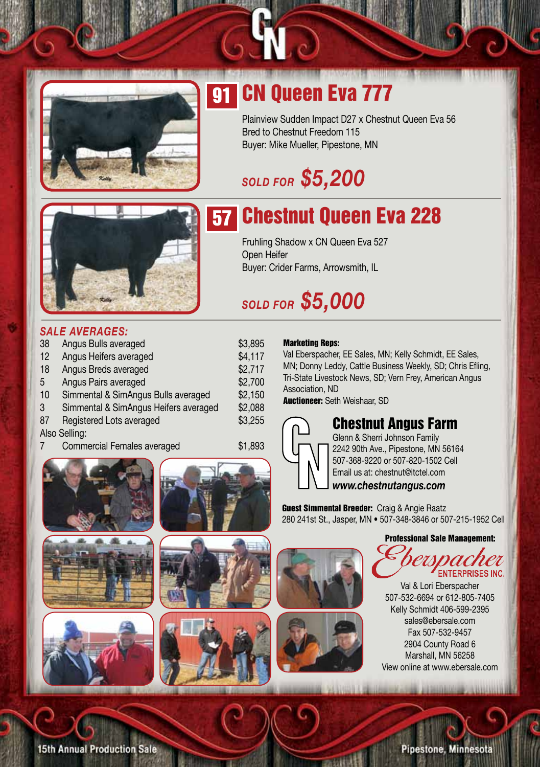## 91 CN Queen Eva 777

Plainview Sudden Impact D27 x Chestnut Queen Eva 56
Bred to Chestnut Freedom 115
Buyer: Mike Mueller, Pipestone, MN

***SOLD FOR $5,200***

## 57 Chestnut Queen Eva 228

Fruhling Shadow x CN Queen Eva 527
Open Heifer
Buyer: Crider Farms, Arrowsmith, IL

***SOLD FOR $5,000***

### *SALE AVERAGES:*

| | | |
|---|---|---|
| 38 | Angus Bulls averaged | $3,895 |
| 12 | Angus Heifers averaged | $4,117 |
| 18 | Angus Breds averaged | $2,717 |
| 5 | Angus Pairs averaged | $2,700 |
| 10 | Simmental & SimAngus Bulls averaged | $2,150 |
| 3 | Simmental & SimAngus Heifers averaged | $2,088 |
| 87 | Registered Lots averaged | $3,255 |

Also Selling:

| | | |
|---|---|---|
| 7 | Commercial Females averaged | $1,893 |

**Marketing Reps:**
Val Eberspacher, EE Sales, MN; Kelly Schmidt, EE Sales, MN; Donny Leddy, Cattle Business Weekly, SD; Chris Efling, Tri-State Livestock News, SD; Vern Frey, American Angus Association, ND

**Auctioneer:** Seth Weishaar, SD

## Chestnut Angus Farm

Glenn & Sherri Johnson Family
2242 90th Ave., Pipestone, MN 56164
507-368-9220 or 507-820-1502 Cell
Email us at: chestnut@itctel.com
***www.chestnutangus.com***

**Guest Simmental Breeder:** Craig & Angie Raatz
280 241st St., Jasper, MN • 507-348-3846 or 507-215-1952 Cell

**Professional Sale Management:**

Eberspacher ENTERPRISES INC.
Val & Lori Eberspacher
507-532-6694 or 612-805-7405
Kelly Schmidt 406-599-2395
sales@ebersale.com
Fax 507-532-9457
2904 County Road 6
Marshall, MN 56258
View online at www.ebersale.com